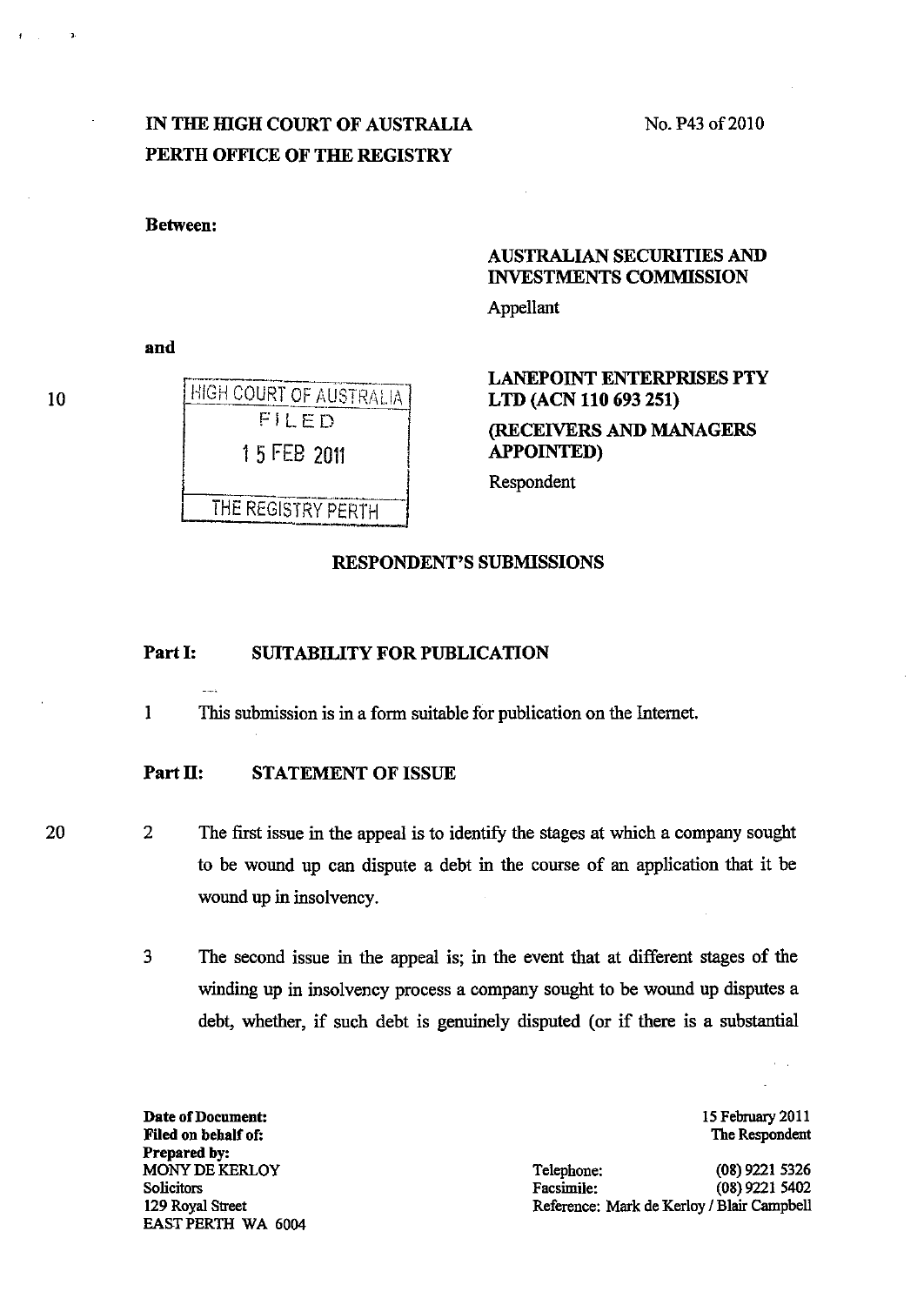**IN THE HIGH COURT OF AUSTRALIA**
**PERTH OFFICE OF THE REGISTRY**

No. P43 of 2010

**Between:**

**AUSTRALIAN SECURITIES AND INVESTMENTS COMMISSION**

Appellant

**and**

HIGH COURT OF AUSTRALIA
FILED
15 FEB 2011
THE REGISTRY PERTH

**LANEPOINT ENTERPRISES PTY LTD (ACN 110 693 251)**

**(RECEIVERS AND MANAGERS APPOINTED)**

Respondent

## RESPONDENT'S SUBMISSIONS

### Part I: SUITABILITY FOR PUBLICATION

1 This submission is in a form suitable for publication on the Internet.

### Part II: STATEMENT OF ISSUE

2 The first issue in the appeal is to identify the stages at which a company sought to be wound up can dispute a debt in the course of an application that it be wound up in insolvency.

3 The second issue in the appeal is; in the event that at different stages of the winding up in insolvency process a company sought to be wound up disputes a debt, whether, if such debt is genuinely disputed (or if there is a substantial

**Date of Document:** 15 February 2011
**Filed on behalf of:** The Respondent
**Prepared by:**
MONY DE KERLOY
Solicitors
129 Royal Street
EAST PERTH WA 6004

Telephone: (08) 9221 5326
Facsimile: (08) 9221 5402
Reference: Mark de Kerloy / Blair Campbell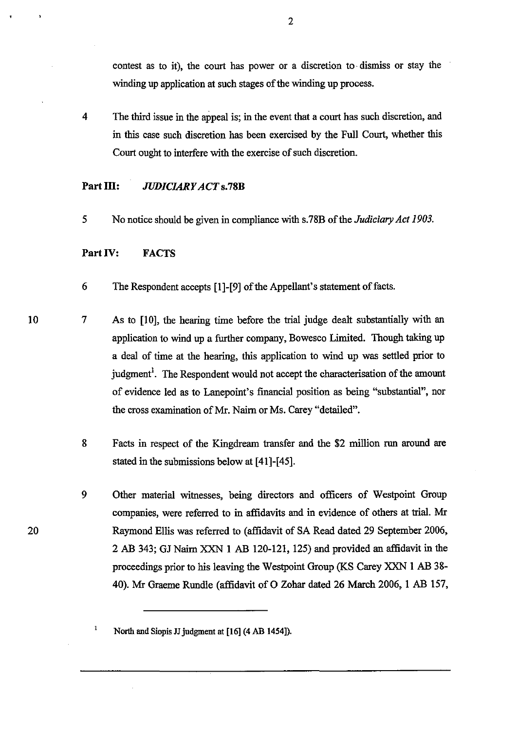contest as to it), the court has power or a discretion to dismiss or stay the winding up application at such stages of the winding up process.

4 The third issue in the appeal is; in the event that a court has such discretion, and in this case such discretion has been exercised by the Full Court, whether this Court ought to interfere with the exercise of such discretion.

**Part III: *JUDICIARY ACT* s.78B**

5 No notice should be given in compliance with s.78B of the *Judiciary Act 1903*.

**Part IV: FACTS**

6 The Respondent accepts [1]-[9] of the Appellant's statement of facts.

7 As to [10], the hearing time before the trial judge dealt substantially with an application to wind up a further company, Bowesco Limited. Though taking up a deal of time at the hearing, this application to wind up was settled prior to judgment[1]. The Respondent would not accept the characterisation of the amount of evidence led as to Lanepoint's financial position as being "substantial", nor the cross examination of Mr. Nairn or Ms. Carey "detailed".

8 Facts in respect of the Kingdream transfer and the $2 million run around are stated in the submissions below at [41]-[45].

9 Other material witnesses, being directors and officers of Westpoint Group companies, were referred to in affidavits and in evidence of others at trial. Mr Raymond Ellis was referred to (affidavit of SA Read dated 29 September 2006, 2 AB 343; GJ Nairn XXN 1 AB 120-121, 125) and provided an affidavit in the proceedings prior to his leaving the Westpoint Group (KS Carey XXN 1 AB 38-40). Mr Graeme Rundle (affidavit of O Zohar dated 26 March 2006, 1 AB 157,

[1] North and Siopis JJ judgment at [16] (4 AB 1454]).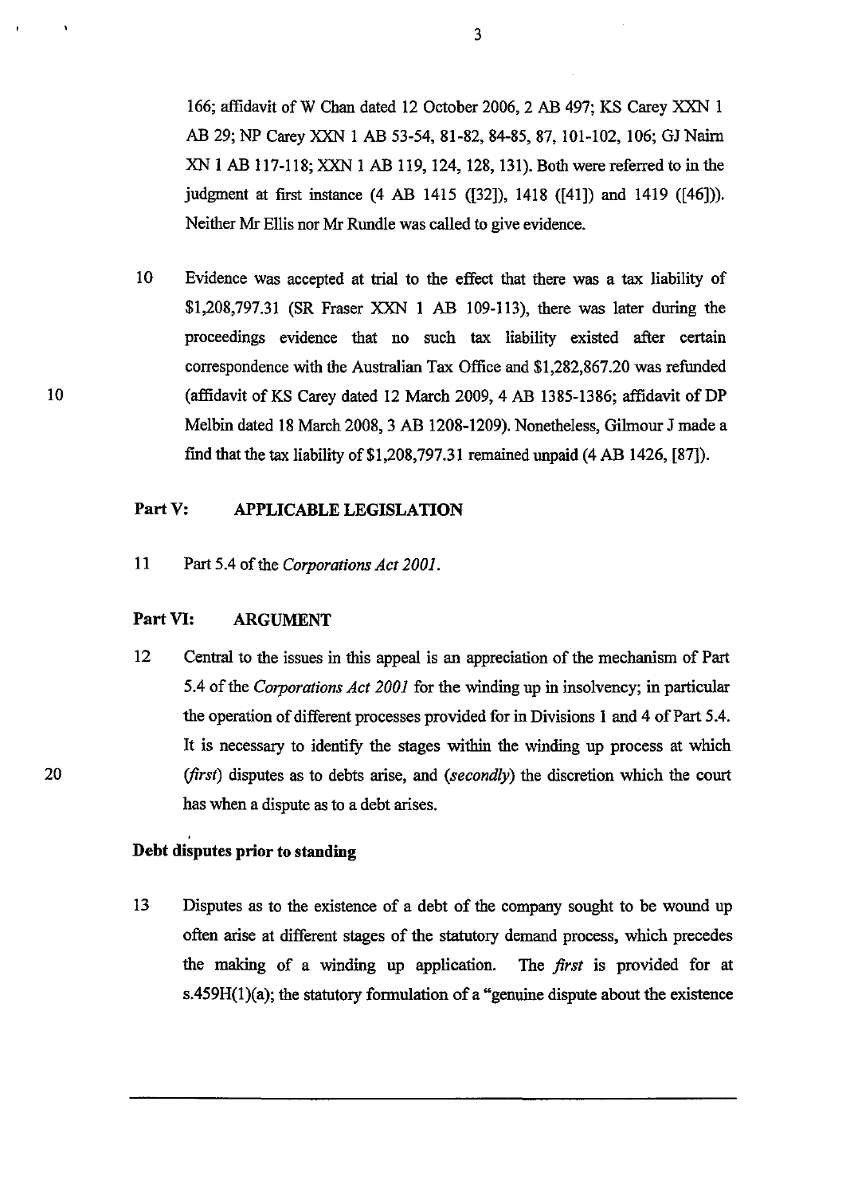166; affidavit of W Chan dated 12 October 2006, 2 AB 497; KS Carey XXN 1 AB 29; NP Carey XXN 1 AB 53-54, 81-82, 84-85, 87, 101-102, 106; GJ Nairn XN 1 AB 117-118; XXN 1 AB 119, 124, 128, 131). Both were referred to in the judgment at first instance (4 AB 1415 ([32]), 1418 ([41]) and 1419 ([46])). Neither Mr Ellis nor Mr Rundle was called to give evidence.

10 Evidence was accepted at trial to the effect that there was a tax liability of $1,208,797.31 (SR Fraser XXN 1 AB 109-113), there was later during the proceedings evidence that no such tax liability existed after certain correspondence with the Australian Tax Office and $1,282,867.20 was refunded (affidavit of KS Carey dated 12 March 2009, 4 AB 1385-1386; affidavit of DP Melbin dated 18 March 2008, 3 AB 1208-1209). Nonetheless, Gilmour J made a find that the tax liability of $1,208,797.31 remained unpaid (4 AB 1426, [87]).

## Part V: APPLICABLE LEGISLATION

11 Part 5.4 of the *Corporations Act 2001*.

## Part VI: ARGUMENT

12 Central to the issues in this appeal is an appreciation of the mechanism of Part 5.4 of the *Corporations Act 2001* for the winding up in insolvency; in particular the operation of different processes provided for in Divisions 1 and 4 of Part 5.4. It is necessary to identify the stages within the winding up process at which (*first*) disputes as to debts arise, and (*secondly*) the discretion which the court has when a dispute as to a debt arises.

### Debt disputes prior to standing

13 Disputes as to the existence of a debt of the company sought to be wound up often arise at different stages of the statutory demand process, which precedes the making of a winding up application. The *first* is provided for at s.459H(1)(a); the statutory formulation of a "genuine dispute about the existence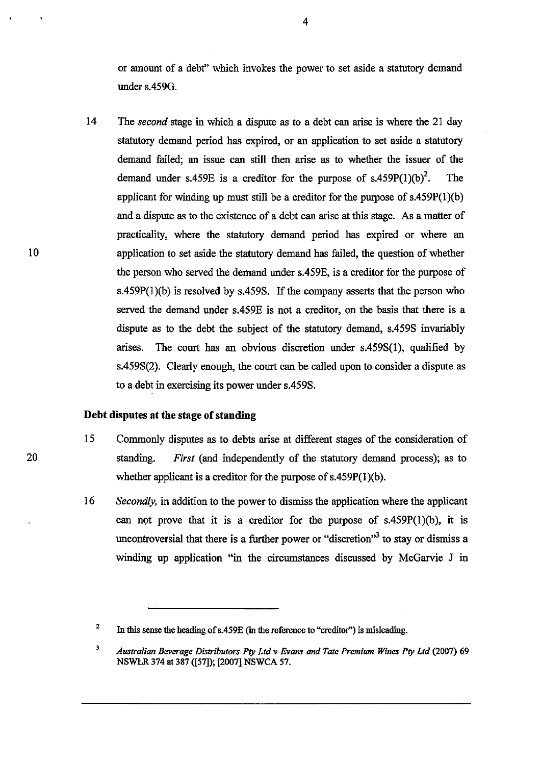or amount of a debt" which invokes the power to set aside a statutory demand under s.459G.

14 The *second* stage in which a dispute as to a debt can arise is where the 21 day statutory demand period has expired, or an application to set aside a statutory demand failed; an issue can still then arise as to whether the issuer of the demand under s.459E is a creditor for the purpose of s.459P(1)(b)[2]. The applicant for winding up must still be a creditor for the purpose of s.459P(1)(b) and a dispute as to the existence of a debt can arise at this stage. As a matter of practicality, where the statutory demand period has expired or where an application to set aside the statutory demand has failed, the question of whether the person who served the demand under s.459E, is a creditor for the purpose of s.459P(1)(b) is resolved by s.459S. If the company asserts that the person who served the demand under s.459E is not a creditor, on the basis that there is a dispute as to the debt the subject of the statutory demand, s.459S invariably arises. The court has an obvious discretion under s.459S(1), qualified by s.459S(2). Clearly enough, the court can be called upon to consider a dispute as to a debt in exercising its power under s.459S.

### Debt disputes at the stage of standing

15 Commonly disputes as to debts arise at different stages of the consideration of standing. *First* (and independently of the statutory demand process); as to whether applicant is a creditor for the purpose of s.459P(1)(b).

16 *Secondly,* in addition to the power to dismiss the application where the applicant can not prove that it is a creditor for the purpose of s.459P(1)(b), it is uncontroversial that there is a further power or "discretion"[3] to stay or dismiss a winding up application "in the circumstances discussed by McGarvie J in

---

[2] In this sense the heading of s.459E (in the reference to "creditor") is misleading.

[3] *Australian Beverage Distributors Pty Ltd v Evans and Tate Premium Wines Pty Ltd* (2007) 69 NSWLR 374 at 387 ([57]); [2007] NSWCA 57.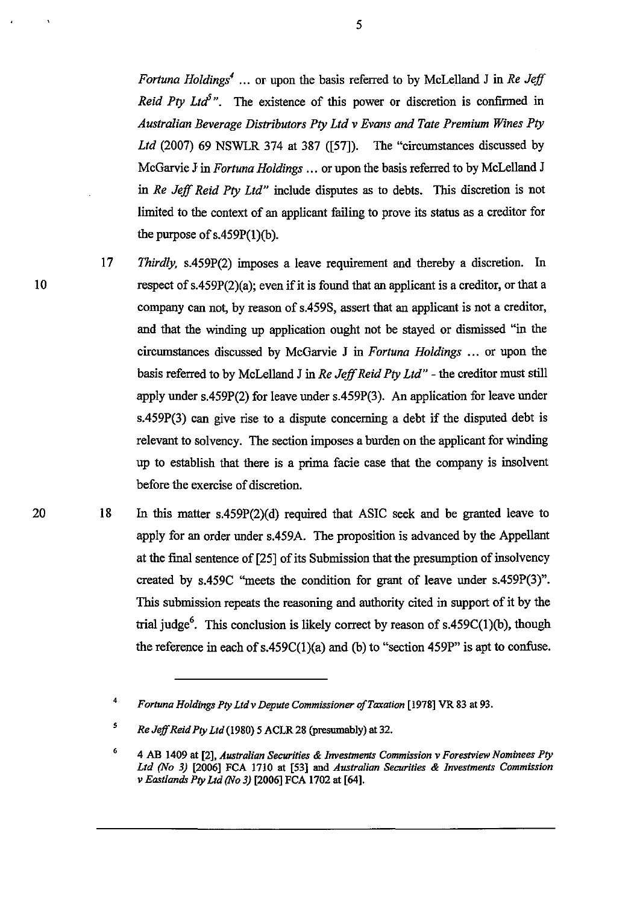*Fortuna Holdings*[4] ... or upon the basis referred to by McLelland J in *Re Jeff Reid Pty Ltd*[5]". The existence of this power or discretion is confirmed in *Australian Beverage Distributors Pty Ltd v Evans and Tate Premium Wines Pty Ltd* (2007) 69 NSWLR 374 at 387 ([57]). The "circumstances discussed by McGarvie J in *Fortuna Holdings* ... or upon the basis referred to by McLelland J in *Re Jeff Reid Pty Ltd*" include disputes as to debts. This discretion is not limited to the context of an applicant failing to prove its status as a creditor for the purpose of s.459P(1)(b).

17 *Thirdly*, s.459P(2) imposes a leave requirement and thereby a discretion. In respect of s.459P(2)(a); even if it is found that an applicant is a creditor, or that a company can not, by reason of s.459S, assert that an applicant is not a creditor, and that the winding up application ought not be stayed or dismissed "in the circumstances discussed by McGarvie J in *Fortuna Holdings* ... or upon the basis referred to by McLelland J in *Re Jeff Reid Pty Ltd*" - the creditor must still apply under s.459P(2) for leave under s.459P(3). An application for leave under s.459P(3) can give rise to a dispute concerning a debt if the disputed debt is relevant to solvency. The section imposes a burden on the applicant for winding up to establish that there is a prima facie case that the company is insolvent before the exercise of discretion.

18 In this matter s.459P(2)(d) required that ASIC seek and be granted leave to apply for an order under s.459A. The proposition is advanced by the Appellant at the final sentence of [25] of its Submission that the presumption of insolvency created by s.459C "meets the condition for grant of leave under s.459P(3)". This submission repeats the reasoning and authority cited in support of it by the trial judge[6]. This conclusion is likely correct by reason of s.459C(1)(b), though the reference in each of s.459C(1)(a) and (b) to "section 459P" is apt to confuse.

---

[4] *Fortuna Holdings Pty Ltd v Depute Commissioner of Taxation* [1978] VR 83 at 93.

[5] *Re Jeff Reid Pty Ltd* (1980) 5 ACLR 28 (presumably) at 32.

[6] 4 AB 1409 at [2], *Australian Securities & Investments Commission v Forestview Nominees Pty Ltd (No 3)* [2006] FCA 1710 at [53] and *Australian Securities & Investments Commission v Eastlands Pty Ltd (No 3)* [2006] FCA 1702 at [64].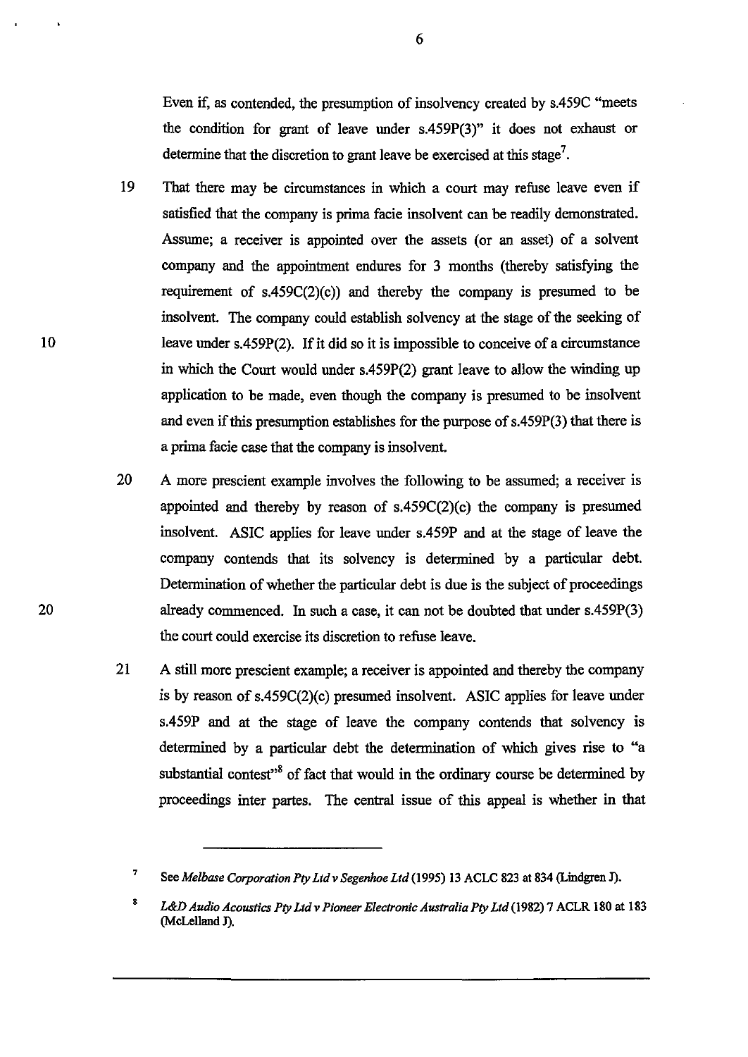Even if, as contended, the presumption of insolvency created by s.459C "meets the condition for grant of leave under s.459P(3)" it does not exhaust or determine that the discretion to grant leave be exercised at this stage[7].

19 That there may be circumstances in which a court may refuse leave even if satisfied that the company is prima facie insolvent can be readily demonstrated. Assume; a receiver is appointed over the assets (or an asset) of a solvent company and the appointment endures for 3 months (thereby satisfying the requirement of s.459C(2)(c)) and thereby the company is presumed to be insolvent. The company could establish solvency at the stage of the seeking of leave under s.459P(2). If it did so it is impossible to conceive of a circumstance in which the Court would under s.459P(2) grant leave to allow the winding up application to be made, even though the company is presumed to be insolvent and even if this presumption establishes for the purpose of s.459P(3) that there is a prima facie case that the company is insolvent.

20 A more prescient example involves the following to be assumed; a receiver is appointed and thereby by reason of s.459C(2)(c) the company is presumed insolvent. ASIC applies for leave under s.459P and at the stage of leave the company contends that its solvency is determined by a particular debt. Determination of whether the particular debt is due is the subject of proceedings already commenced. In such a case, it can not be doubted that under s.459P(3) the court could exercise its discretion to refuse leave.

21 A still more prescient example; a receiver is appointed and thereby the company is by reason of s.459C(2)(c) presumed insolvent. ASIC applies for leave under s.459P and at the stage of leave the company contends that solvency is determined by a particular debt the determination of which gives rise to "a substantial contest"[8] of fact that would in the ordinary course be determined by proceedings inter partes. The central issue of this appeal is whether in that

---

[7] See *Melbase Corporation Pty Ltd v Segenhoe Ltd* (1995) 13 ACLC 823 at 834 (Lindgren J).

[8] *L&D Audio Acoustics Pty Ltd v Pioneer Electronic Australia Pty Ltd* (1982) 7 ACLR 180 at 183 (McLelland J).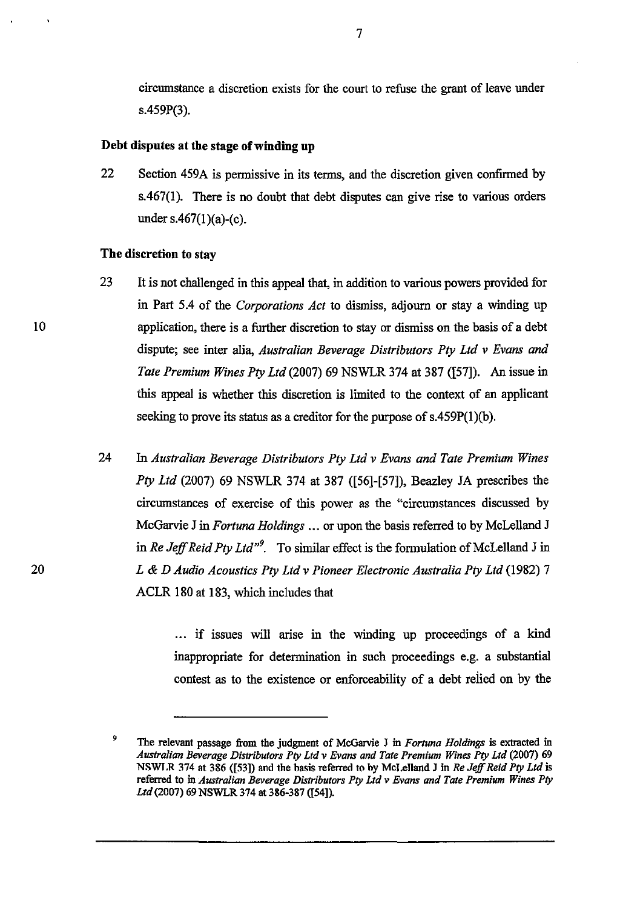circumstance a discretion exists for the court to refuse the grant of leave under s.459P(3).

**Debt disputes at the stage of winding up**

22 Section 459A is permissive in its terms, and the discretion given confirmed by s.467(1). There is no doubt that debt disputes can give rise to various orders under s.467(1)(a)-(c).

**The discretion to stay**

23 It is not challenged in this appeal that, in addition to various powers provided for in Part 5.4 of the *Corporations Act* to dismiss, adjourn or stay a winding up application, there is a further discretion to stay or dismiss on the basis of a debt dispute; see inter alia, *Australian Beverage Distributors Pty Ltd v Evans and Tate Premium Wines Pty Ltd* (2007) 69 NSWLR 374 at 387 ([57]). An issue in this appeal is whether this discretion is limited to the context of an applicant seeking to prove its status as a creditor for the purpose of s.459P(1)(b).

24 In *Australian Beverage Distributors Pty Ltd v Evans and Tate Premium Wines Pty Ltd* (2007) 69 NSWLR 374 at 387 ([56]-[57]), Beazley JA prescribes the circumstances of exercise of this power as the "circumstances discussed by McGarvie J in *Fortuna Holdings* ... or upon the basis referred to by McLelland J in *Re Jeff Reid Pty Ltd*"[9]. To similar effect is the formulation of McLelland J in *L & D Audio Acoustics Pty Ltd v Pioneer Electronic Australia Pty Ltd* (1982) 7 ACLR 180 at 183, which includes that

> ... if issues will arise in the winding up proceedings of a kind inappropriate for determination in such proceedings e.g. a substantial contest as to the existence or enforceability of a debt relied on by the

---

[9] The relevant passage from the judgment of McGarvie J in *Fortuna Holdings* is extracted in *Australian Beverage Distributors Pty Ltd v Evans and Tate Premium Wines Pty Ltd* (2007) 69 NSWLR 374 at 386 ([53]) and the basis referred to by McLelland J in *Re Jeff Reid Pty Ltd* is referred to in *Australian Beverage Distributors Pty Ltd v Evans and Tate Premium Wines Pty Ltd* (2007) 69 NSWLR 374 at 386-387 ([54]).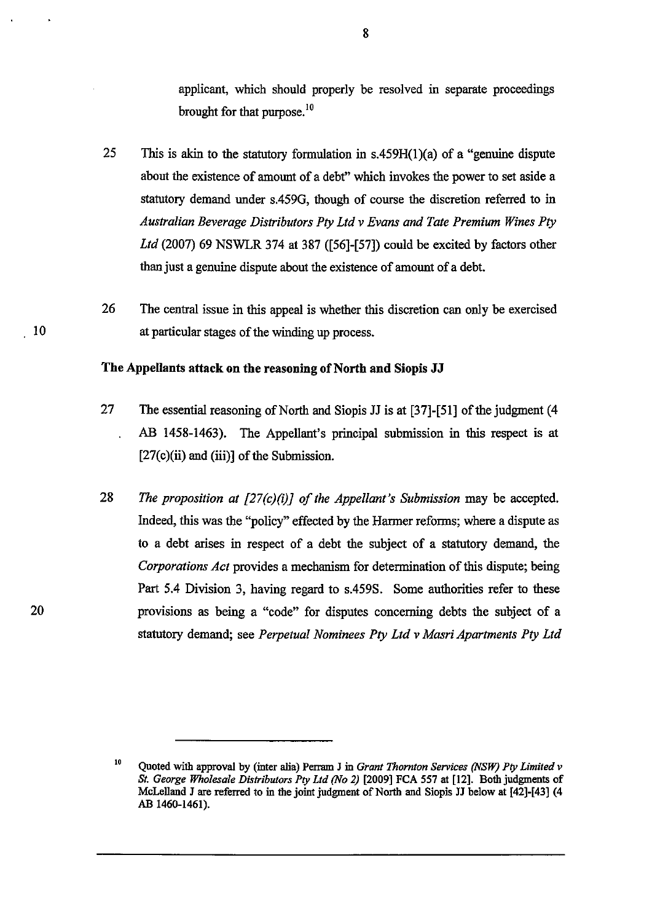applicant, which should properly be resolved in separate proceedings brought for that purpose.[10]

25 This is akin to the statutory formulation in s.459H(1)(a) of a "genuine dispute about the existence of amount of a debt" which invokes the power to set aside a statutory demand under s.459G, though of course the discretion referred to in *Australian Beverage Distributors Pty Ltd v Evans and Tate Premium Wines Pty Ltd* (2007) 69 NSWLR 374 at 387 ([56]-[57]) could be excited by factors other than just a genuine dispute about the existence of amount of a debt.

26 The central issue in this appeal is whether this discretion can only be exercised at particular stages of the winding up process.

**The Appellants attack on the reasoning of North and Siopis JJ**

27 The essential reasoning of North and Siopis JJ is at [37]-[51] of the judgment (4 AB 1458-1463). The Appellant's principal submission in this respect is at [27(c)(ii) and (iii)] of the Submission.

28 *The proposition at [27(c)(i)] of the Appellant's Submission* may be accepted. Indeed, this was the "policy" effected by the Harmer reforms; where a dispute as to a debt arises in respect of a debt the subject of a statutory demand, the *Corporations Act* provides a mechanism for determination of this dispute; being Part 5.4 Division 3, having regard to s.459S. Some authorities refer to these provisions as being a "code" for disputes concerning debts the subject of a statutory demand; see *Perpetual Nominees Pty Ltd v Masri Apartments Pty Ltd*

---

[10] Quoted with approval by (inter alia) Perram J in *Grant Thornton Services (NSW) Pty Limited v St. George Wholesale Distributors Pty Ltd (No 2)* [2009] FCA 557 at [12]. Both judgments of McLelland J are referred to in the joint judgment of North and Siopis JJ below at [42]-[43] (4 AB 1460-1461).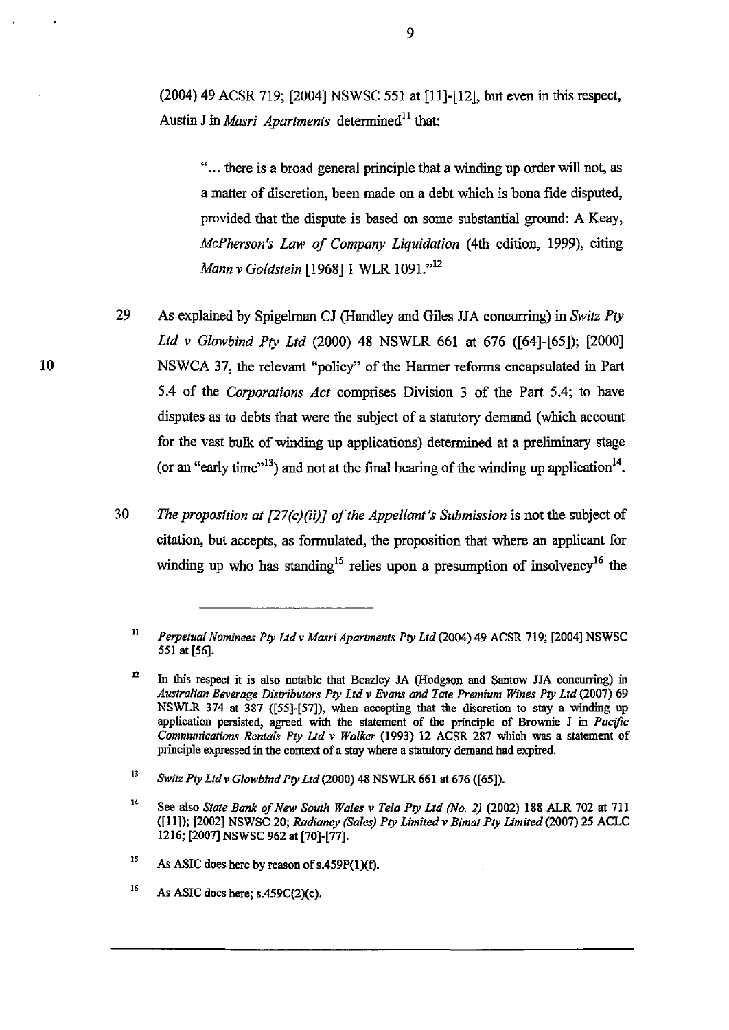(2004) 49 ACSR 719; [2004] NSWSC 551 at [11]-[12], but even in this respect, Austin J in *Masri Apartments* determined[11] that:

> "... there is a broad general principle that a winding up order will not, as a matter of discretion, been made on a debt which is bona fide disputed, provided that the dispute is based on some substantial ground: A Keay, *McPherson's Law of Company Liquidation* (4th edition, 1999), citing *Mann v Goldstein* [1968] 1 WLR 1091."[12]

29 As explained by Spigelman CJ (Handley and Giles JJA concurring) in *Switz Pty Ltd v Glowbind Pty Ltd* (2000) 48 NSWLR 661 at 676 ([64]-[65]); [2000] NSWCA 37, the relevant "policy" of the Harmer reforms encapsulated in Part 5.4 of the *Corporations Act* comprises Division 3 of the Part 5.4; to have disputes as to debts that were the subject of a statutory demand (which account for the vast bulk of winding up applications) determined at a preliminary stage (or an "early time"[13]) and not at the final hearing of the winding up application[14].

30 *The proposition at [27(c)(ii)] of the Appellant's Submission* is not the subject of citation, but accepts, as formulated, the proposition that where an applicant for winding up who has standing[15] relies upon a presumption of insolvency[16] the

---

[11] *Perpetual Nominees Pty Ltd v Masri Apartments Pty Ltd* (2004) 49 ACSR 719; [2004] NSWSC 551 at [56].

[12] In this respect it is also notable that Beazley JA (Hodgson and Santow JJA concurring) in *Australian Beverage Distributors Pty Ltd v Evans and Tate Premium Wines Pty Ltd* (2007) 69 NSWLR 374 at 387 ([55]-[57]), when accepting that the discretion to stay a winding up application persisted, agreed with the statement of the principle of Brownie J in *Pacific Communications Rentals Pty Ltd v Walker* (1993) 12 ACSR 287 which was a statement of principle expressed in the context of a stay where a statutory demand had expired.

[13] *Switz Pty Ltd v Glowbind Pty Ltd* (2000) 48 NSWLR 661 at 676 ([65]).

[14] See also *State Bank of New South Wales v Tela Pty Ltd (No. 2)* (2002) 188 ALR 702 at 711 ([11]); [2002] NSWSC 20; *Radiancy (Sales) Pty Limited v Bimat Pty Limited* (2007) 25 ACLC 1216; [2007] NSWSC 962 at [70]-[77].

[15] As ASIC does here by reason of s.459P(1)(f).

[16] As ASIC does here; s.459C(2)(c).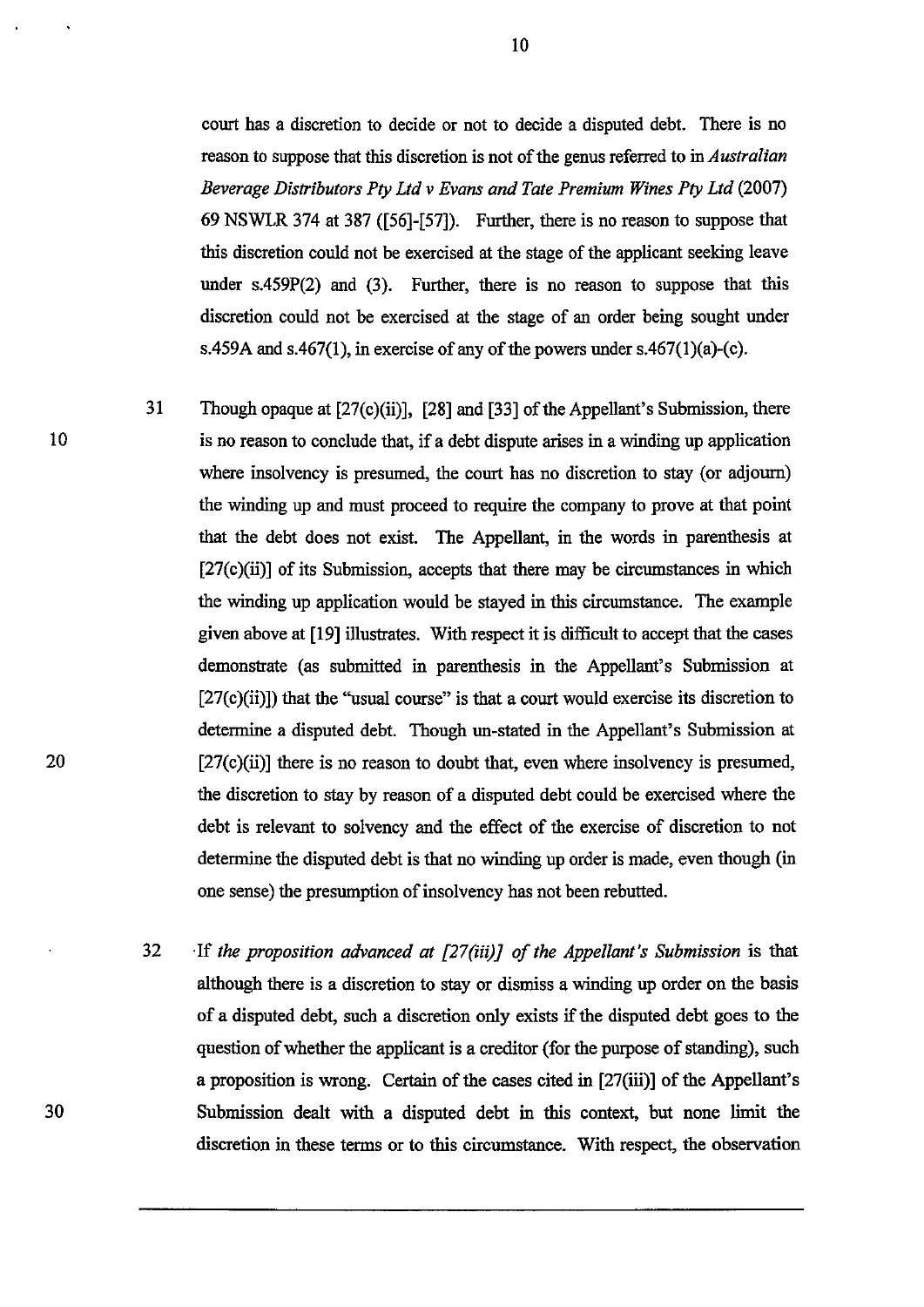court has a discretion to decide or not to decide a disputed debt. There is no reason to suppose that this discretion is not of the genus referred to in *Australian Beverage Distributors Pty Ltd v Evans and Tate Premium Wines Pty Ltd* (2007) 69 NSWLR 374 at 387 ([56]-[57]). Further, there is no reason to suppose that this discretion could not be exercised at the stage of the applicant seeking leave under s.459P(2) and (3). Further, there is no reason to suppose that this discretion could not be exercised at the stage of an order being sought under s.459A and s.467(1), in exercise of any of the powers under s.467(1)(a)-(c).

31 Though opaque at [27(c)(ii)], [28] and [33] of the Appellant's Submission, there is no reason to conclude that, if a debt dispute arises in a winding up application where insolvency is presumed, the court has no discretion to stay (or adjourn) the winding up and must proceed to require the company to prove at that point that the debt does not exist. The Appellant, in the words in parenthesis at [27(c)(ii)] of its Submission, accepts that there may be circumstances in which the winding up application would be stayed in this circumstance. The example given above at [19] illustrates. With respect it is difficult to accept that the cases demonstrate (as submitted in parenthesis in the Appellant's Submission at [27(c)(ii)]) that the "usual course" is that a court would exercise its discretion to determine a disputed debt. Though un-stated in the Appellant's Submission at [27(c)(ii)] there is no reason to doubt that, even where insolvency is presumed, the discretion to stay by reason of a disputed debt could be exercised where the debt is relevant to solvency and the effect of the exercise of discretion to not determine the disputed debt is that no winding up order is made, even though (in one sense) the presumption of insolvency has not been rebutted.

32 If *the proposition advanced at [27(iii)] of the Appellant's Submission* is that although there is a discretion to stay or dismiss a winding up order on the basis of a disputed debt, such a discretion only exists if the disputed debt goes to the question of whether the applicant is a creditor (for the purpose of standing), such a proposition is wrong. Certain of the cases cited in [27(iii)] of the Appellant's Submission dealt with a disputed debt in this context, but none limit the discretion in these terms or to this circumstance. With respect, the observation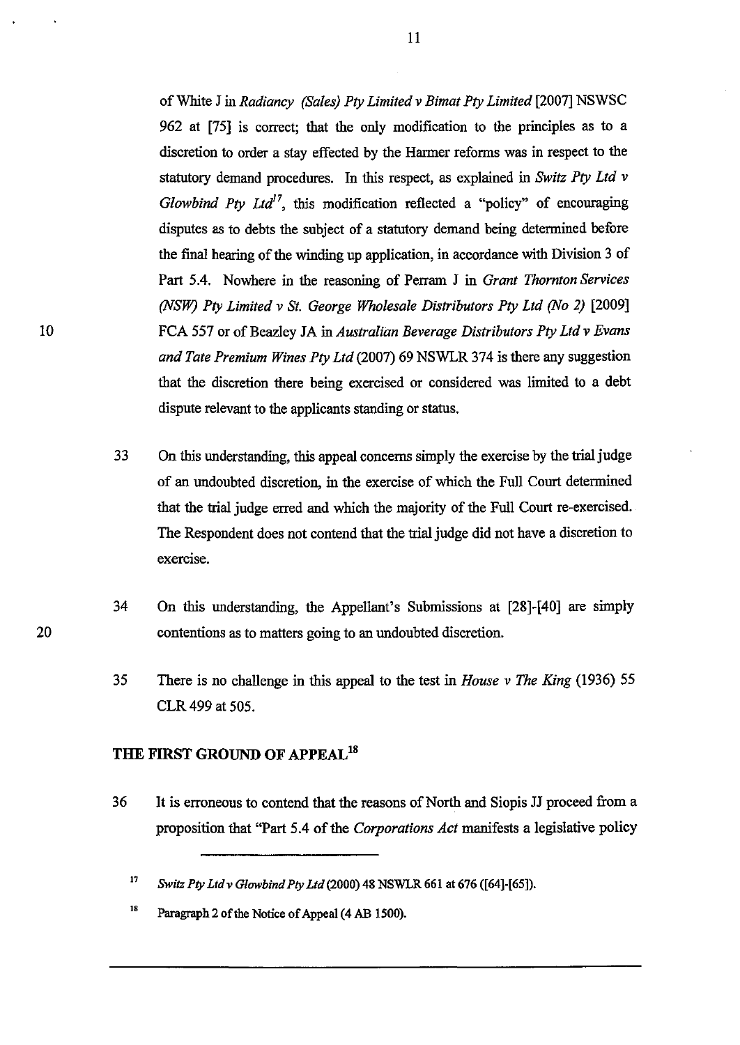of White J in *Radiancy (Sales) Pty Limited v Bimat Pty Limited* [2007] NSWSC 962 at [75] is correct; that the only modification to the principles as to a discretion to order a stay effected by the Harmer reforms was in respect to the statutory demand procedures. In this respect, as explained in *Switz Pty Ltd v Glowbind Pty Ltd*[17], this modification reflected a "policy" of encouraging disputes as to debts the subject of a statutory demand being determined before the final hearing of the winding up application, in accordance with Division 3 of Part 5.4. Nowhere in the reasoning of Perram J in *Grant Thornton Services (NSW) Pty Limited v St. George Wholesale Distributors Pty Ltd (No 2)* [2009] FCA 557 or of Beazley JA in *Australian Beverage Distributors Pty Ltd v Evans and Tate Premium Wines Pty Ltd* (2007) 69 NSWLR 374 is there any suggestion that the discretion there being exercised or considered was limited to a debt dispute relevant to the applicants standing or status.

33 On this understanding, this appeal concerns simply the exercise by the trial judge of an undoubted discretion, in the exercise of which the Full Court determined that the trial judge erred and which the majority of the Full Court re-exercised. The Respondent does not contend that the trial judge did not have a discretion to exercise.

34 On this understanding, the Appellant's Submissions at [28]-[40] are simply contentions as to matters going to an undoubted discretion.

35 There is no challenge in this appeal to the test in *House v The King* (1936) 55 CLR 499 at 505.

## THE FIRST GROUND OF APPEAL[18]

36 It is erroneous to contend that the reasons of North and Siopis JJ proceed from a proposition that "Part 5.4 of the *Corporations Act* manifests a legislative policy

---

[17] *Switz Pty Ltd v Glowbind Pty Ltd* (2000) 48 NSWLR 661 at 676 ([64]-[65]).

[18] Paragraph 2 of the Notice of Appeal (4 AB 1500).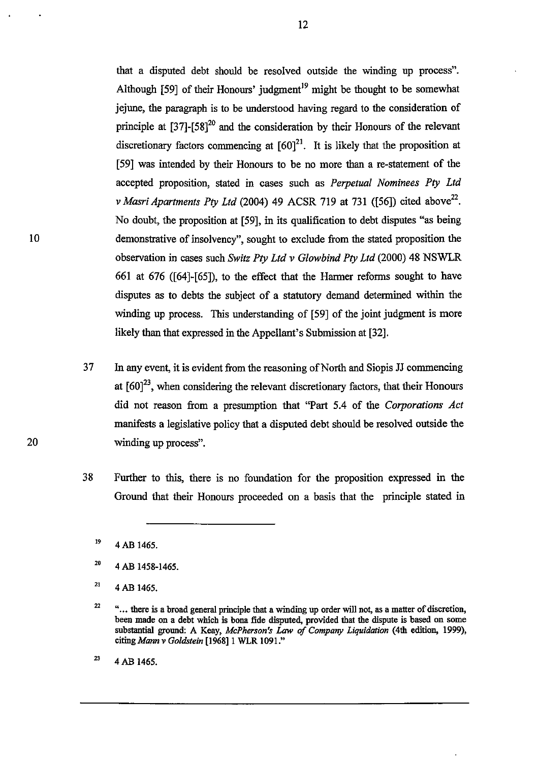that a disputed debt should be resolved outside the winding up process". Although [59] of their Honours' judgment[19] might be thought to be somewhat jejune, the paragraph is to be understood having regard to the consideration of principle at [37]-[58][20] and the consideration by their Honours of the relevant discretionary factors commencing at [60][21]. It is likely that the proposition at [59] was intended by their Honours to be no more than a re-statement of the accepted proposition, stated in cases such as *Perpetual Nominees Pty Ltd v Masri Apartments Pty Ltd* (2004) 49 ACSR 719 at 731 ([56]) cited above[22]. No doubt, the proposition at [59], in its qualification to debt disputes "as being demonstrative of insolvency", sought to exclude from the stated proposition the observation in cases such *Switz Pty Ltd v Glowbind Pty Ltd* (2000) 48 NSWLR 661 at 676 ([64]-[65]), to the effect that the Harmer reforms sought to have disputes as to debts the subject of a statutory demand determined within the winding up process. This understanding of [59] of the joint judgment is more likely than that expressed in the Appellant's Submission at [32].

37 In any event, it is evident from the reasoning of North and Siopis JJ commencing at [60][23], when considering the relevant discretionary factors, that their Honours did not reason from a presumption that "Part 5.4 of the *Corporations Act* manifests a legislative policy that a disputed debt should be resolved outside the winding up process".

38 Further to this, there is no foundation for the proposition expressed in the Ground that their Honours proceeded on a basis that the principle stated in

---

[19] 4 AB 1465.

[20] 4 AB 1458-1465.

[21] 4 AB 1465.

[22] "... there is a broad general principle that a winding up order will not, as a matter of discretion, been made on a debt which is bona fide disputed, provided that the dispute is based on some substantial ground: A Keay, *McPherson's Law of Company Liquidation* (4th edition, 1999), citing *Mann v Goldstein* [1968] 1 WLR 1091."

[23] 4 AB 1465.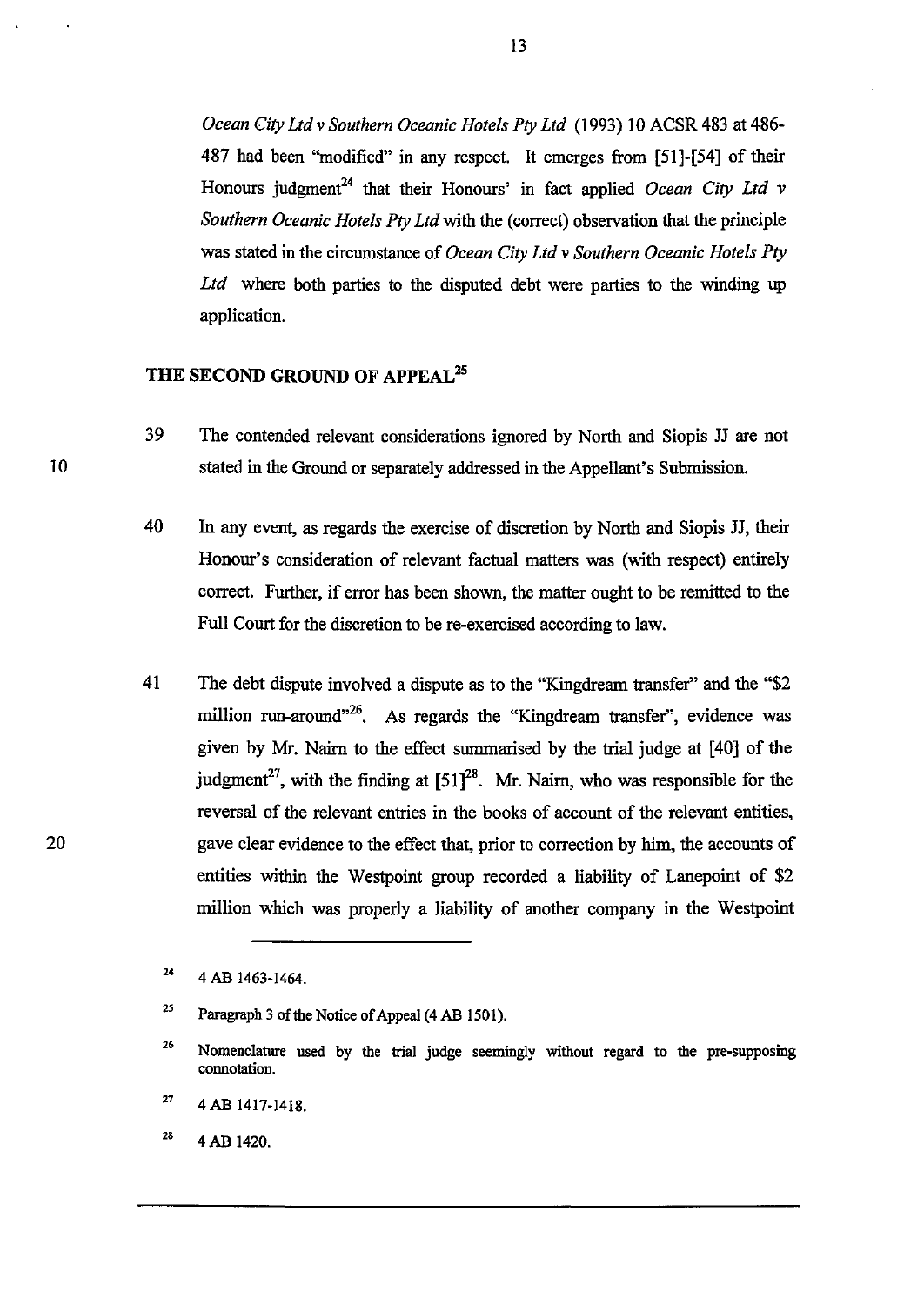*Ocean City Ltd v Southern Oceanic Hotels Pty Ltd* (1993) 10 ACSR 483 at 486-487 had been "modified" in any respect. It emerges from [51]-[54] of their Honours judgment[24] that their Honours' in fact applied *Ocean City Ltd v Southern Oceanic Hotels Pty Ltd* with the (correct) observation that the principle was stated in the circumstance of *Ocean City Ltd v Southern Oceanic Hotels Pty Ltd* where both parties to the disputed debt were parties to the winding up application.

## THE SECOND GROUND OF APPEAL[25]

39 The contended relevant considerations ignored by North and Siopis JJ are not stated in the Ground or separately addressed in the Appellant's Submission.

40 In any event, as regards the exercise of discretion by North and Siopis JJ, their Honour's consideration of relevant factual matters was (with respect) entirely correct. Further, if error has been shown, the matter ought to be remitted to the Full Court for the discretion to be re-exercised according to law.

41 The debt dispute involved a dispute as to the "Kingdream transfer" and the "$2 million run-around"[26]. As regards the "Kingdream transfer", evidence was given by Mr. Nairn to the effect summarised by the trial judge at [40] of the judgment[27], with the finding at [51][28]. Mr. Nairn, who was responsible for the reversal of the relevant entries in the books of account of the relevant entities, gave clear evidence to the effect that, prior to correction by him, the accounts of entities within the Westpoint group recorded a liability of Lanepoint of $2 million which was properly a liability of another company in the Westpoint

---

[24] 4 AB 1463-1464.

[25] Paragraph 3 of the Notice of Appeal (4 AB 1501).

[26] Nomenclature used by the trial judge seemingly without regard to the pre-supposing connotation.

[27] 4 AB 1417-1418.

[28] 4 AB 1420.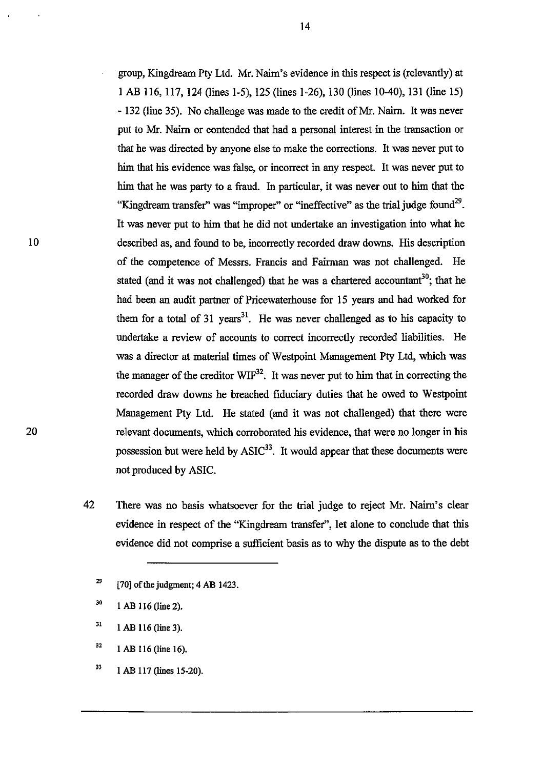group, Kingdream Pty Ltd. Mr. Nairn's evidence in this respect is (relevantly) at 1 AB 116, 117, 124 (lines 1-5), 125 (lines 1-26), 130 (lines 10-40), 131 (line 15) - 132 (line 35). No challenge was made to the credit of Mr. Nairn. It was never put to Mr. Nairn or contended that had a personal interest in the transaction or that he was directed by anyone else to make the corrections. It was never put to him that his evidence was false, or incorrect in any respect. It was never put to him that he was party to a fraud. In particular, it was never out to him that the "Kingdream transfer" was "improper" or "ineffective" as the trial judge found[29]. It was never put to him that he did not undertake an investigation into what he described as, and found to be, incorrectly recorded draw downs. His description of the competence of Messrs. Francis and Fairman was not challenged. He stated (and it was not challenged) that he was a chartered accountant[30]; that he had been an audit partner of Pricewaterhouse for 15 years and had worked for them for a total of 31 years[31]. He was never challenged as to his capacity to undertake a review of accounts to correct incorrectly recorded liabilities. He was a director at material times of Westpoint Management Pty Ltd, which was the manager of the creditor WIF[32]. It was never put to him that in correcting the recorded draw downs he breached fiduciary duties that he owed to Westpoint Management Pty Ltd. He stated (and it was not challenged) that there were relevant documents, which corroborated his evidence, that were no longer in his possession but were held by ASIC[33]. It would appear that these documents were not produced by ASIC.

42 There was no basis whatsoever for the trial judge to reject Mr. Nairn's clear evidence in respect of the "Kingdream transfer", let alone to conclude that this evidence did not comprise a sufficient basis as to why the dispute as to the debt

---

[29] [70] of the judgment; 4 AB 1423.

[30] 1 AB 116 (line 2).

[31] 1 AB 116 (line 3).

[32] 1 AB 116 (line 16).

[33] 1 AB 117 (lines 15-20).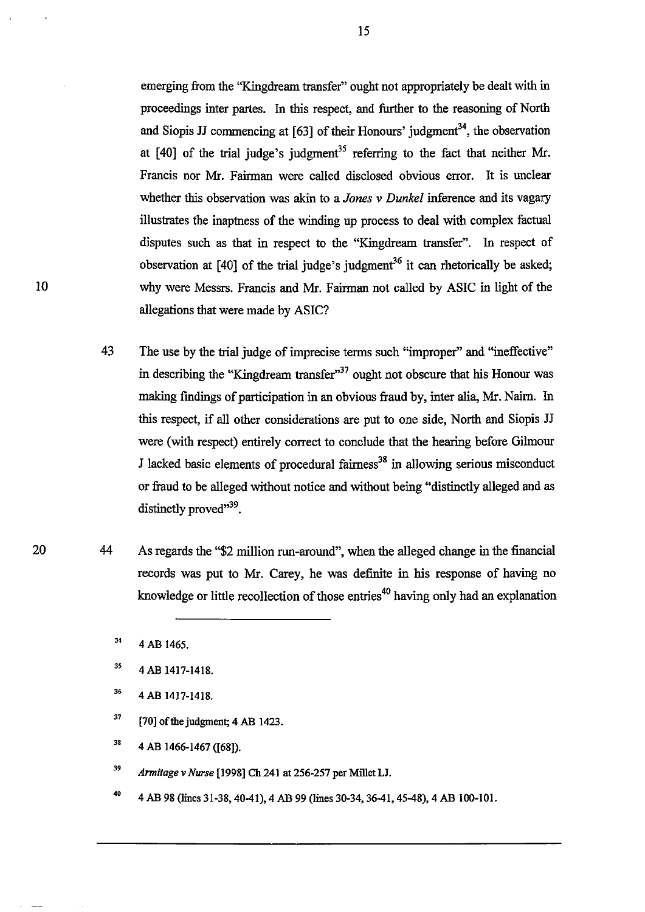emerging from the "Kingdream transfer" ought not appropriately be dealt with in proceedings inter partes. In this respect, and further to the reasoning of North and Siopis JJ commencing at [63] of their Honours' judgment[34], the observation at [40] of the trial judge's judgment[35] referring to the fact that neither Mr. Francis nor Mr. Fairman were called disclosed obvious error. It is unclear whether this observation was akin to a *Jones v Dunkel* inference and its vagary illustrates the inaptness of the winding up process to deal with complex factual disputes such as that in respect to the "Kingdream transfer". In respect of observation at [40] of the trial judge's judgment[36] it can rhetorically be asked; why were Messrs. Francis and Mr. Fairman not called by ASIC in light of the allegations that were made by ASIC?

43 The use by the trial judge of imprecise terms such "improper" and "ineffective" in describing the "Kingdream transfer"[37] ought not obscure that his Honour was making findings of participation in an obvious fraud by, inter alia, Mr. Nairn. In this respect, if all other considerations are put to one side, North and Siopis JJ were (with respect) entirely correct to conclude that the hearing before Gilmour J lacked basic elements of procedural fairness[38] in allowing serious misconduct or fraud to be alleged without notice and without being "distinctly alleged and as distinctly proved"[39].

44 As regards the "$2 million run-around", when the alleged change in the financial records was put to Mr. Carey, he was definite in his response of having no knowledge or little recollection of those entries[40] having only had an explanation

---

[34] 4 AB 1465.

[35] 4 AB 1417-1418.

[36] 4 AB 1417-1418.

[37] [70] of the judgment; 4 AB 1423.

[38] 4 AB 1466-1467 ([68]).

[39] *Armitage v Nurse* [1998] Ch 241 at 256-257 per Millet LJ.

[40] 4 AB 98 (lines 31-38, 40-41), 4 AB 99 (lines 30-34, 36-41, 45-48), 4 AB 100-101.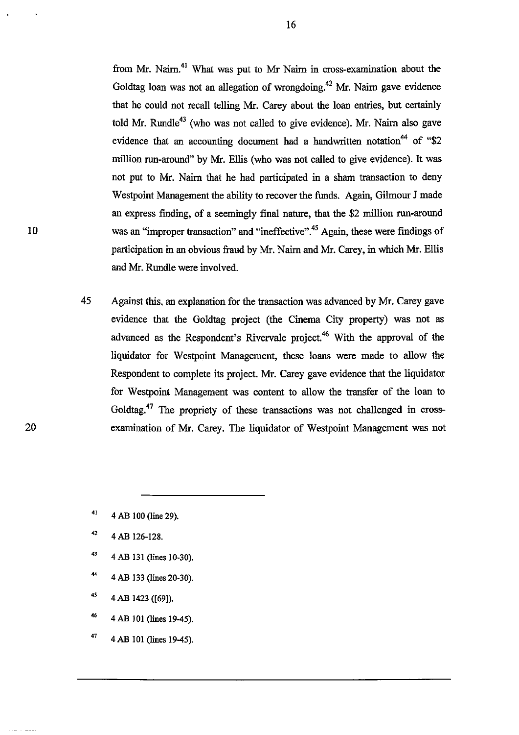from Mr. Nairn.[41] What was put to Mr Nairn in cross-examination about the Goldtag loan was not an allegation of wrongdoing.[42] Mr. Nairn gave evidence that he could not recall telling Mr. Carey about the loan entries, but certainly told Mr. Rundle[43] (who was not called to give evidence). Mr. Nairn also gave evidence that an accounting document had a handwritten notation[44] of "$2 million run-around" by Mr. Ellis (who was not called to give evidence). It was not put to Mr. Nairn that he had participated in a sham transaction to deny Westpoint Management the ability to recover the funds. Again, Gilmour J made an express finding, of a seemingly final nature, that the $2 million run-around was an "improper transaction" and "ineffective".[45] Again, these were findings of participation in an obvious fraud by Mr. Nairn and Mr. Carey, in which Mr. Ellis and Mr. Rundle were involved.

45 Against this, an explanation for the transaction was advanced by Mr. Carey gave evidence that the Goldtag project (the Cinema City property) was not as advanced as the Respondent's Rivervale project.[46] With the approval of the liquidator for Westpoint Management, these loans were made to allow the Respondent to complete its project. Mr. Carey gave evidence that the liquidator for Westpoint Management was content to allow the transfer of the loan to Goldtag.[47] The propriety of these transactions was not challenged in cross-examination of Mr. Carey. The liquidator of Westpoint Management was not

---

[41] 4 AB 100 (line 29).

[42] 4 AB 126-128.

[43] 4 AB 131 (lines 10-30).

[44] 4 AB 133 (lines 20-30).

[45] 4 AB 1423 ([69]).

[46] 4 AB 101 (lines 19-45).

[47] 4 AB 101 (lines 19-45).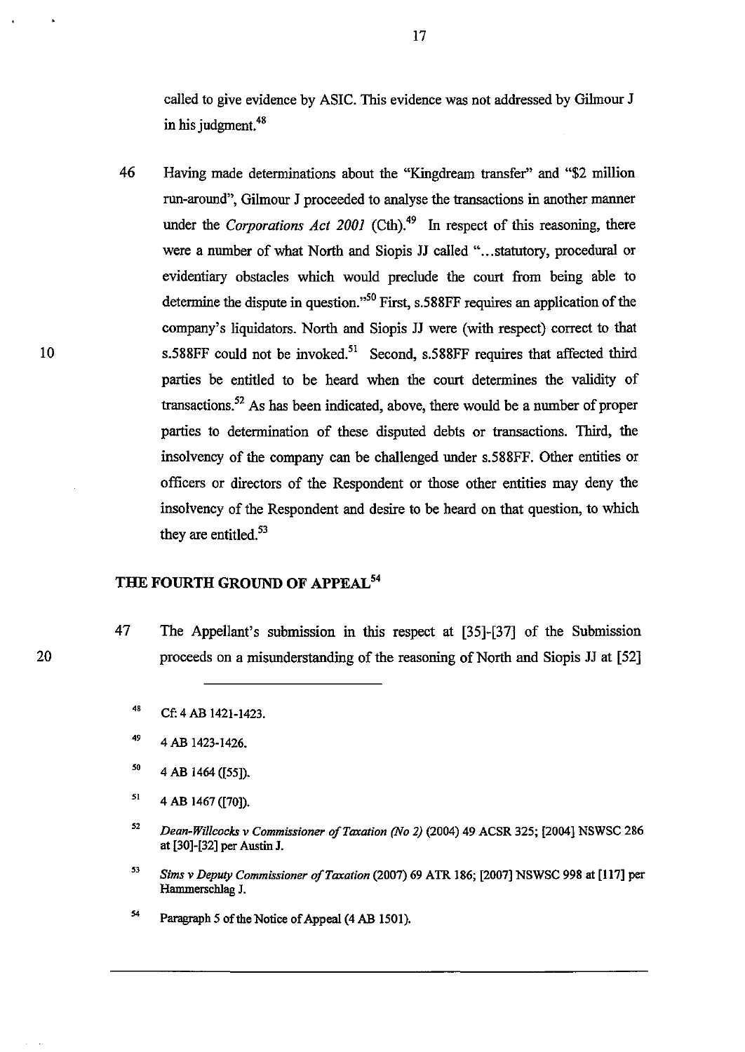called to give evidence by ASIC. This evidence was not addressed by Gilmour J in his judgment.[48]

46 Having made determinations about the "Kingdream transfer" and "$2 million run-around", Gilmour J proceeded to analyse the transactions in another manner under the *Corporations Act 2001* (Cth).[49] In respect of this reasoning, there were a number of what North and Siopis JJ called "...statutory, procedural or evidentiary obstacles which would preclude the court from being able to determine the dispute in question."[50] First, s.588FF requires an application of the company's liquidators. North and Siopis JJ were (with respect) correct to that s.588FF could not be invoked.[51] Second, s.588FF requires that affected third parties be entitled to be heard when the court determines the validity of transactions.[52] As has been indicated, above, there would be a number of proper parties to determination of these disputed debts or transactions. Third, the insolvency of the company can be challenged under s.588FF. Other entities or officers or directors of the Respondent or those other entities may deny the insolvency of the Respondent and desire to be heard on that question, to which they are entitled.[53]

## THE FOURTH GROUND OF APPEAL[54]

47 The Appellant's submission in this respect at [35]-[37] of the Submission proceeds on a misunderstanding of the reasoning of North and Siopis JJ at [52]

---

[48] Cf: 4 AB 1421-1423.

[49] 4 AB 1423-1426.

[50] 4 AB 1464 ([55]).

[51] 4 AB 1467 ([70]).

[52] *Dean-Willcocks v Commissioner of Taxation (No 2)* (2004) 49 ACSR 325; [2004] NSWSC 286 at [30]-[32] per Austin J.

[53] *Sims v Deputy Commissioner of Taxation* (2007) 69 ATR 186; [2007] NSWSC 998 at [117] per Hammerschlag J.

[54] Paragraph 5 of the Notice of Appeal (4 AB 1501).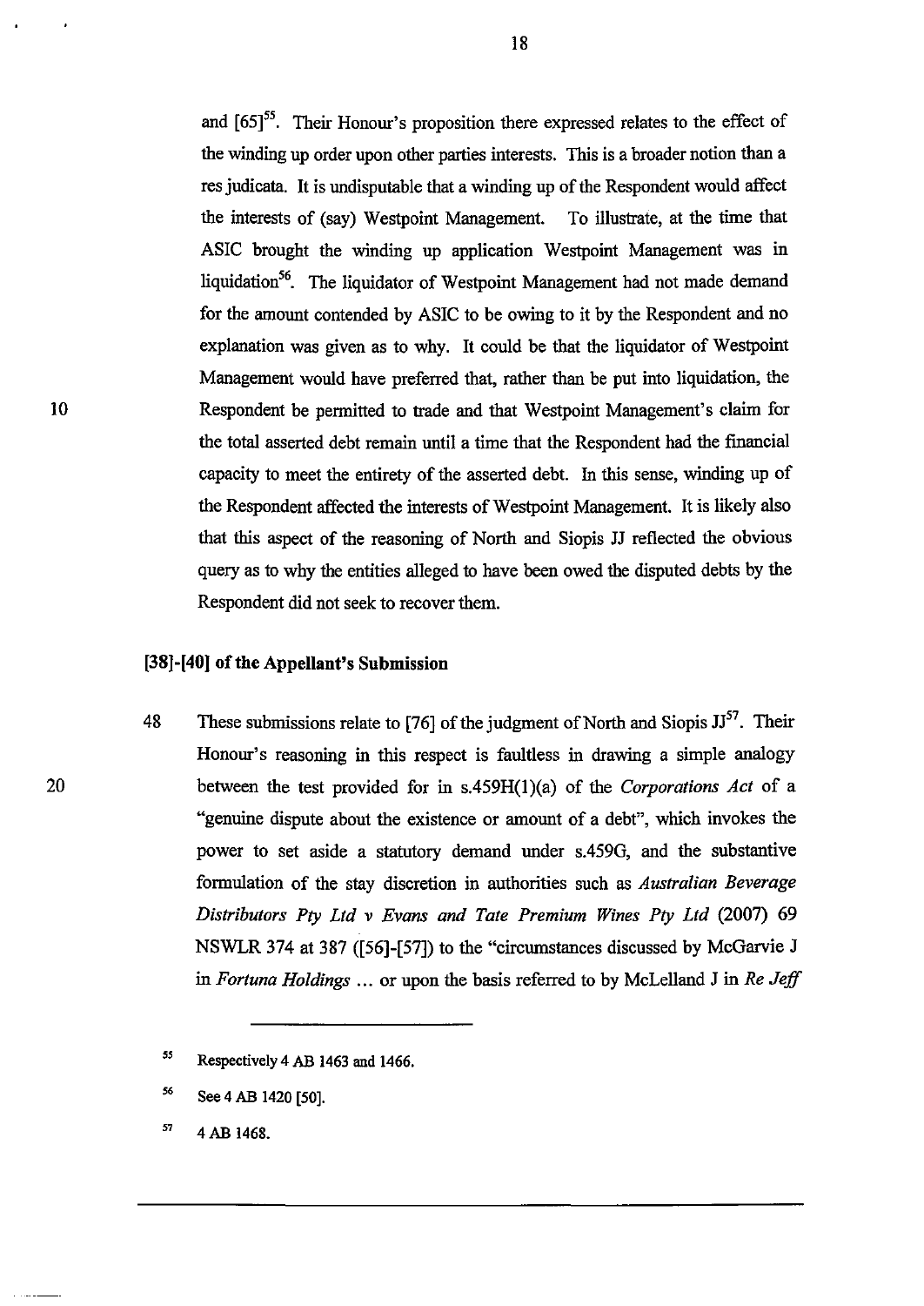and [65][55]. Their Honour's proposition there expressed relates to the effect of the winding up order upon other parties interests. This is a broader notion than a res judicata. It is undisputable that a winding up of the Respondent would affect the interests of (say) Westpoint Management. To illustrate, at the time that ASIC brought the winding up application Westpoint Management was in liquidation[56]. The liquidator of Westpoint Management had not made demand for the amount contended by ASIC to be owing to it by the Respondent and no explanation was given as to why. It could be that the liquidator of Westpoint Management would have preferred that, rather than be put into liquidation, the Respondent be permitted to trade and that Westpoint Management's claim for the total asserted debt remain until a time that the Respondent had the financial capacity to meet the entirety of the asserted debt. In this sense, winding up of the Respondent affected the interests of Westpoint Management. It is likely also that this aspect of the reasoning of North and Siopis JJ reflected the obvious query as to why the entities alleged to have been owed the disputed debts by the Respondent did not seek to recover them.

**[38]-[40] of the Appellant's Submission**

48 These submissions relate to [76] of the judgment of North and Siopis JJ[57]. Their Honour's reasoning in this respect is faultless in drawing a simple analogy between the test provided for in s.459H(1)(a) of the *Corporations Act* of a "genuine dispute about the existence or amount of a debt", which invokes the power to set aside a statutory demand under s.459G, and the substantive formulation of the stay discretion in authorities such as *Australian Beverage Distributors Pty Ltd v Evans and Tate Premium Wines Pty Ltd* (2007) 69 NSWLR 374 at 387 ([56]-[57]) to the "circumstances discussed by McGarvie J in *Fortuna Holdings* ... or upon the basis referred to by McLelland J in *Re Jeff*

---

[55] Respectively 4 AB 1463 and 1466.

[56] See 4 AB 1420 [50].

[57] 4 AB 1468.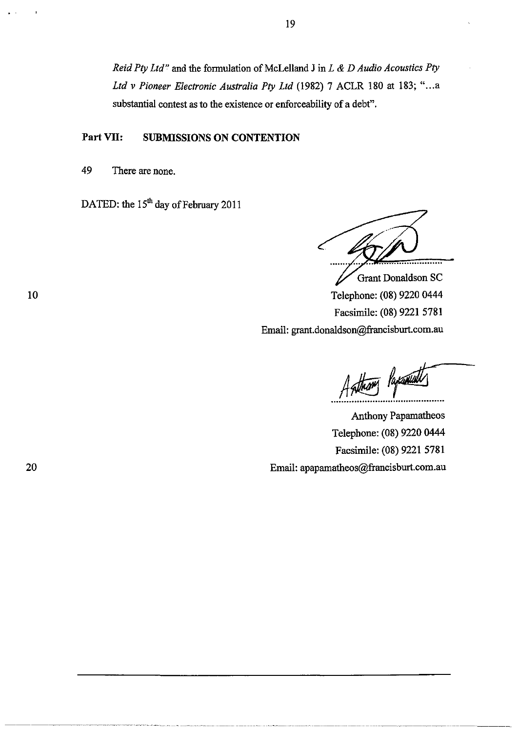*Reid Pty Ltd"* and the formulation of McLelland J in *L & D Audio Acoustics Pty Ltd v Pioneer Electronic Australia Pty Ltd* (1982) 7 ACLR 180 at 183; "...a substantial contest as to the existence or enforceability of a debt".

## Part VII: SUBMISSIONS ON CONTENTION

49 There are none.

DATED: the 15th day of February 2011

Grant Donaldson SC
Telephone: (08) 9220 0444
Facsimile: (08) 9221 5781
Email: grant.donaldson@francisburt.com.au

Anthony Papamatheos
Telephone: (08) 9220 0444
Facsimile: (08) 9221 5781
Email: apapamatheos@francisburt.com.au